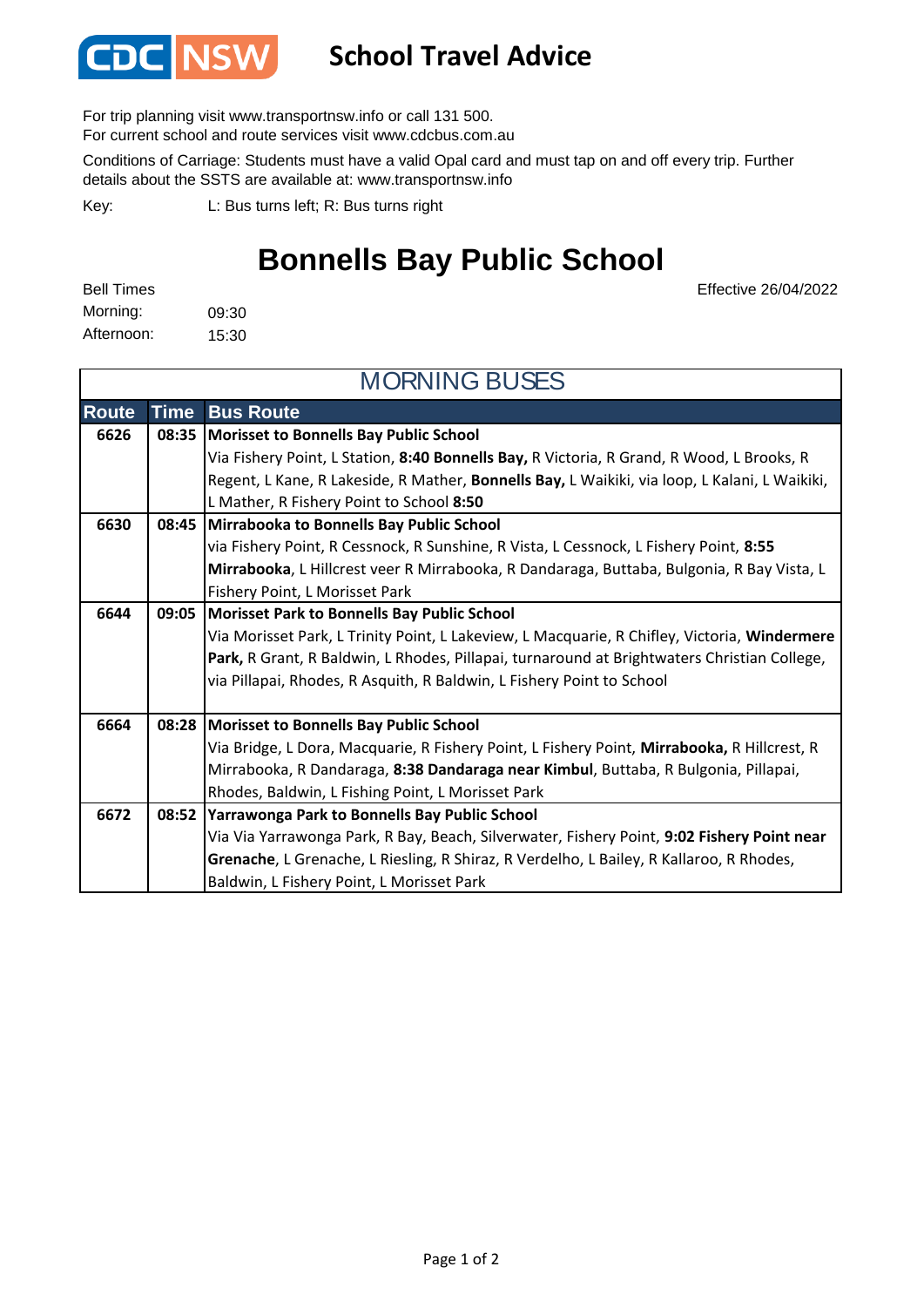CDC NSW

# School Travel Advice

For trip planning visit www.transportnsw.info or call 131 500.
For current school and route services visit www.cdcbus.com.au

Conditions of Carriage: Students must have a valid Opal card and must tap on and off every trip. Further details about the SSTS are available at: www.transportnsw.info

Key: L: Bus turns left; R: Bus turns right

## Bonnells Bay Public School

Effective 26/04/2022

Bell Times
Morning: 09:30
Afternoon: 15:30

### MORNING BUSES

| Route | Time | Bus Route |
|---|---|---|
| 6626 | 08:35 | **Morisset to Bonnells Bay Public School**<br>Via Fishery Point, L Station, **8:40 Bonnells Bay,** R Victoria, R Grand, R Wood, L Brooks, R Regent, L Kane, R Lakeside, R Mather, **Bonnells Bay,** L Waikiki, via loop, L Kalani, L Waikiki, L Mather, R Fishery Point to School **8:50** |
| 6630 | 08:45 | **Mirrabooka to Bonnells Bay Public School**<br>via Fishery Point, R Cessnock, R Sunshine, R Vista, L Cessnock, L Fishery Point, **8:55 Mirrabooka**, L Hillcrest veer R Mirrabooka, R Dandaraga, Buttaba, Bulgonia, R Bay Vista, L Fishery Point, L Morisset Park |
| 6644 | 09:05 | **Morisset Park to Bonnells Bay Public School**<br>Via Morisset Park, L Trinity Point, L Lakeview, L Macquarie, R Chifley, Victoria, **Windermere Park,** R Grant, R Baldwin, L Rhodes, Pillapai, turnaround at Brightwaters Christian College, via Pillapai, Rhodes, R Asquith, R Baldwin, L Fishery Point to School |
| 6664 | 08:28 | **Morisset to Bonnells Bay Public School**<br>Via Bridge, L Dora, Macquarie, R Fishery Point, L Fishery Point, **Mirrabooka,** R Hillcrest, R Mirrabooka, R Dandaraga, **8:38 Dandaraga near Kimbul**, Buttaba, R Bulgonia, Pillapai, Rhodes, Baldwin, L Fishing Point, L Morisset Park |
| 6672 | 08:52 | **Yarrawonga Park to Bonnells Bay Public School**<br>Via Via Yarrawonga Park, R Bay, Beach, Silverwater, Fishery Point, **9:02 Fishery Point near Grenache**, L Grenache, L Riesling, R Shiraz, R Verdelho, L Bailey, R Kallaroo, R Rhodes, Baldwin, L Fishery Point, L Morisset Park |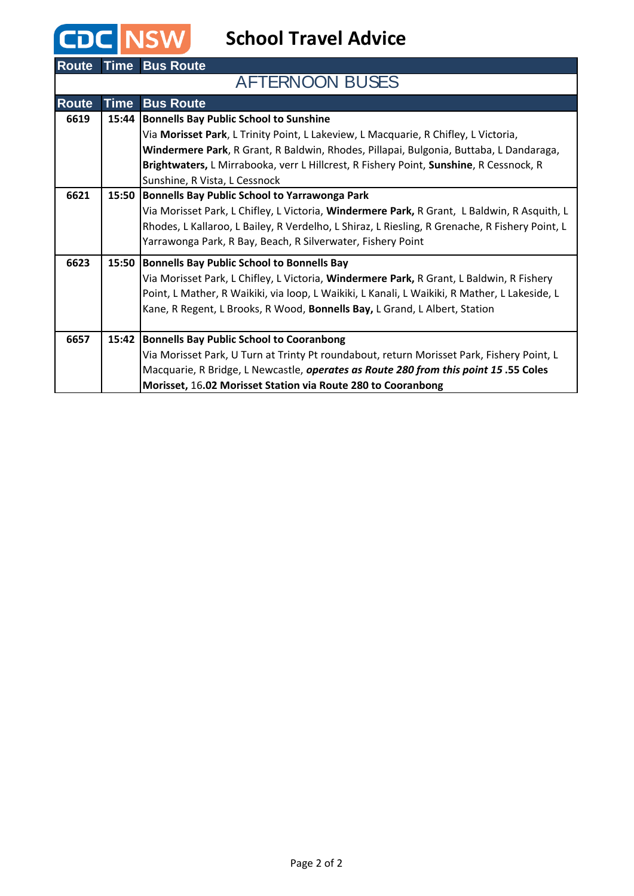# School Travel Advice

| Route | Time | Bus Route |
|---|---|---|
| AFTERNOON BUSES | | |
| **Route** | **Time** | **Bus Route** |
| **6619** | **15:44** | **Bonnells Bay Public School to Sunshine**<br>Via **Morisset Park**, L Trinity Point, L Lakeview, L Macquarie, R Chifley, L Victoria, **Windermere Park**, R Grant, R Baldwin, Rhodes, Pillapai, Bulgonia, Buttaba, L Dandaraga, **Brightwaters,** L Mirrabooka, verr L Hillcrest, R Fishery Point, **Sunshine**, R Cessnock, R Sunshine, R Vista, L Cessnock |
| **6621** | **15:50** | **Bonnells Bay Public School to Yarrawonga Park**<br>Via Morisset Park, L Chifley, L Victoria, **Windermere Park,** R Grant, L Baldwin, R Asquith, L Rhodes, L Kallaroo, L Bailey, R Verdelho, L Shiraz, L Riesling, R Grenache, R Fishery Point, L Yarrawonga Park, R Bay, Beach, R Silverwater, Fishery Point |
| **6623** | **15:50** | **Bonnells Bay Public School to Bonnells Bay**<br>Via Morisset Park, L Chifley, L Victoria, **Windermere Park,** R Grant, L Baldwin, R Fishery Point, L Mather, R Waikiki, via loop, L Waikiki, L Kanali, L Waikiki, R Mather, L Lakeside, L Kane, R Regent, L Brooks, R Wood, **Bonnells Bay,** L Grand, L Albert, Station |
| **6657** | **15:42** | **Bonnells Bay Public School to Cooranbong**<br>Via Morisset Park, U Turn at Trinty Pt roundabout, return Morisset Park, Fishery Point, L Macquarie, R Bridge, L Newcastle, ***operates as Route 280 from this point 15*** **.55 Coles Morisset,** 16**.02 Morisset Station via Route 280 to Cooranbong** |